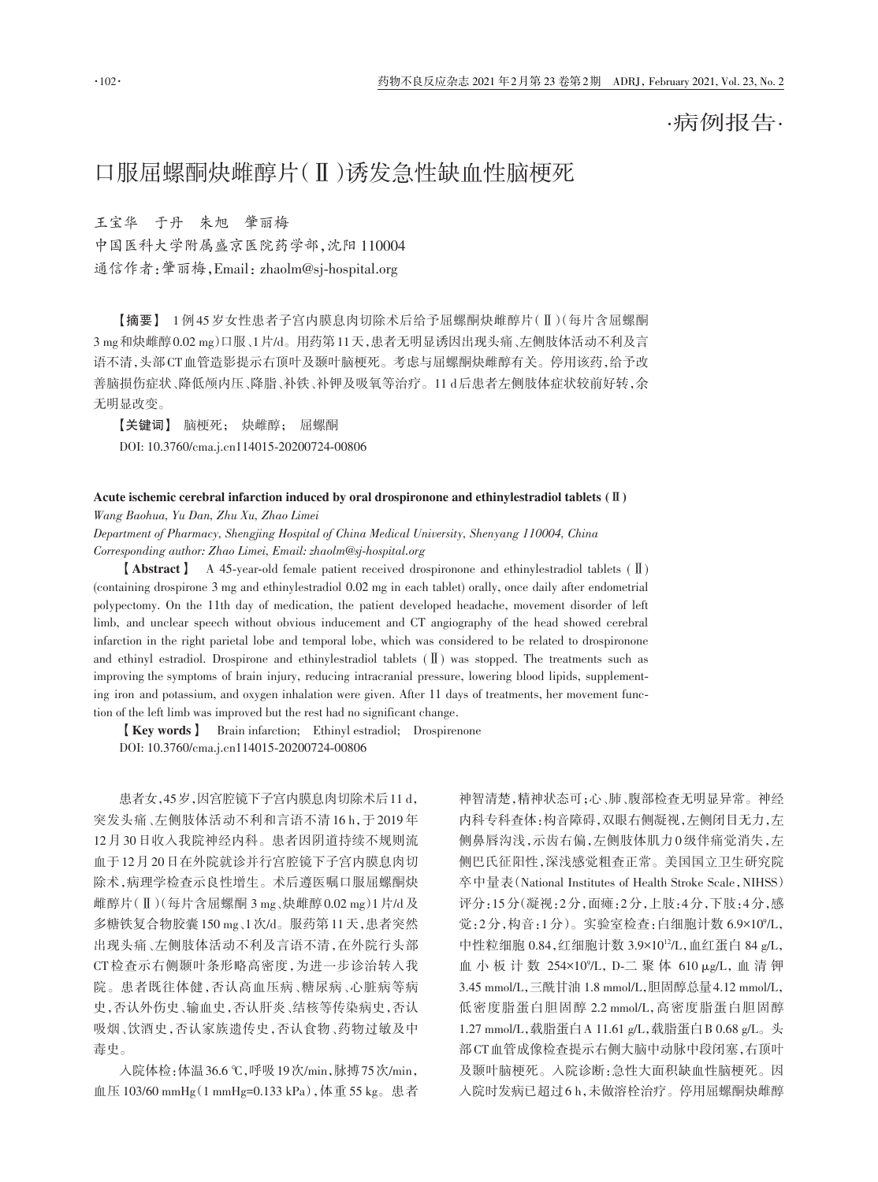·病例报告·

# 口服屈螺酮炔雌醇片(Ⅱ)诱发急性缺血性脑梗死

王宝华　于丹　朱旭　肇丽梅

中国医科大学附属盛京医院药学部，沈阳 110004

通信作者：肇丽梅，Email：zhaolm@sj-hospital.org

【摘要】　1例45岁女性患者子宫内膜息肉切除术后给予屈螺酮炔雌醇片(Ⅱ)(每片含屈螺酮3 mg和炔雌醇0.02 mg)口服、1片/d。用药第11天，患者无明显诱因出现头痛、左侧肢体活动不利及言语不清，头部CT血管造影提示右顶叶及颞叶脑梗死。考虑与屈螺酮炔雌醇有关。停用该药，给予改善脑损伤症状、降低颅内压、降脂、补铁、补钾及吸氧等治疗。11 d后患者左侧肢体症状较前好转，余无明显改变。

【关键词】　脑梗死；　炔雌醇；　屈螺酮

DOI: 10.3760/cma.j.cn114015-20200724-00806

**Acute ischemic cerebral infarction induced by oral drospironone and ethinylestradiol tablets (Ⅱ)**

*Wang Baohua, Yu Dan, Zhu Xu, Zhao Limei*

*Department of Pharmacy, Shengjing Hospital of China Medical University, Shenyang 110004, China*

*Corresponding author: Zhao Limei, Email: zhaolm@sj-hospital.org*

**【Abstract】**　A 45-year-old female patient received drospironone and ethinylestradiol tablets (Ⅱ) (containing drospirone 3 mg and ethinylestradiol 0.02 mg in each tablet) orally, once daily after endometrial polypectomy. On the 11th day of medication, the patient developed headache, movement disorder of left limb, and unclear speech without obvious inducement and CT angiography of the head showed cerebral infarction in the right parietal lobe and temporal lobe, which was considered to be related to drospironone and ethinyl estradiol. Drospirone and ethinylestradiol tablets (Ⅱ) was stopped. The treatments such as improving the symptoms of brain injury, reducing intracranial pressure, lowering blood lipids, supplementing iron and potassium, and oxygen inhalation were given. After 11 days of treatments, her movement function of the left limb was improved but the rest had no significant change.

**【Key words】**　Brain infarction;　Ethinyl estradiol;　Drospirenone

DOI: 10.3760/cma.j.cn114015-20200724-00806

患者女，45岁，因宫腔镜下子宫内膜息肉切除术后11 d，突发头痛、左侧肢体活动不利和言语不清16 h，于2019年12月30日收入我院神经内科。患者因阴道持续不规则流血于12月20日在外院就诊并行宫腔镜下子宫内膜息肉切除术，病理学检查示良性增生。术后遵医嘱口服屈螺酮炔雌醇片(Ⅱ)(每片含屈螺酮3 mg、炔雌醇0.02 mg)1片/d及多糖铁复合物胶囊150 mg、1次/d。服药第11天，患者突然出现头痛、左侧肢体活动不利及言语不清，在外院行头部CT检查示右侧颞叶条形略高密度，为进一步诊治转入我院。患者既往体健，否认高血压病、糖尿病、心脏病等病史，否认外伤史、输血史，否认肝炎、结核等传染病史，否认吸烟、饮酒史，否认家族遗传史，否认食物、药物过敏及中毒史。

入院体检：体温36.6 ℃，呼吸19次/min，脉搏75次/min，血压103/60 mmHg(1 mmHg=0.133 kPa)，体重55 kg。患者神智清楚，精神状态可；心、肺、腹部检查无明显异常。神经内科专科查体：构音障碍，双眼右侧凝视，左侧闭目无力，左侧鼻唇沟浅，示齿右偏，左侧肢体肌力0级伴痛觉消失，左侧巴氏征阳性，深浅感觉粗查正常。美国国立卫生研究院卒中量表(National Institutes of Health Stroke Scale，NIHSS)评分：15分(凝视：2分，面瘫：2分，上肢：4分，下肢：4分，感觉：2分，构音：1分)。实验室检查：白细胞计数 $6.9\times10^9$/L，中性粒细胞0.84，红细胞计数 $3.9\times10^{12}$/L，血红蛋白84 g/L，血小板计数 $254\times10^9$/L，D-二聚体610 μg/L，血清钾3.45 mmol/L，三酰甘油1.8 mmol/L，胆固醇总量4.12 mmol/L，低密度脂蛋白胆固醇2.2 mmol/L，高密度脂蛋白胆固醇1.27 mmol/L，载脂蛋白A 11.61 g/L，载脂蛋白B 0.68 g/L。头部CT血管成像检查提示右侧大脑中动脉中段闭塞，右顶叶及颞叶脑梗死。入院诊断：急性大面积缺血性脑梗死。因入院时发病已超过6 h，未做溶栓治疗。停用屈螺酮炔雌醇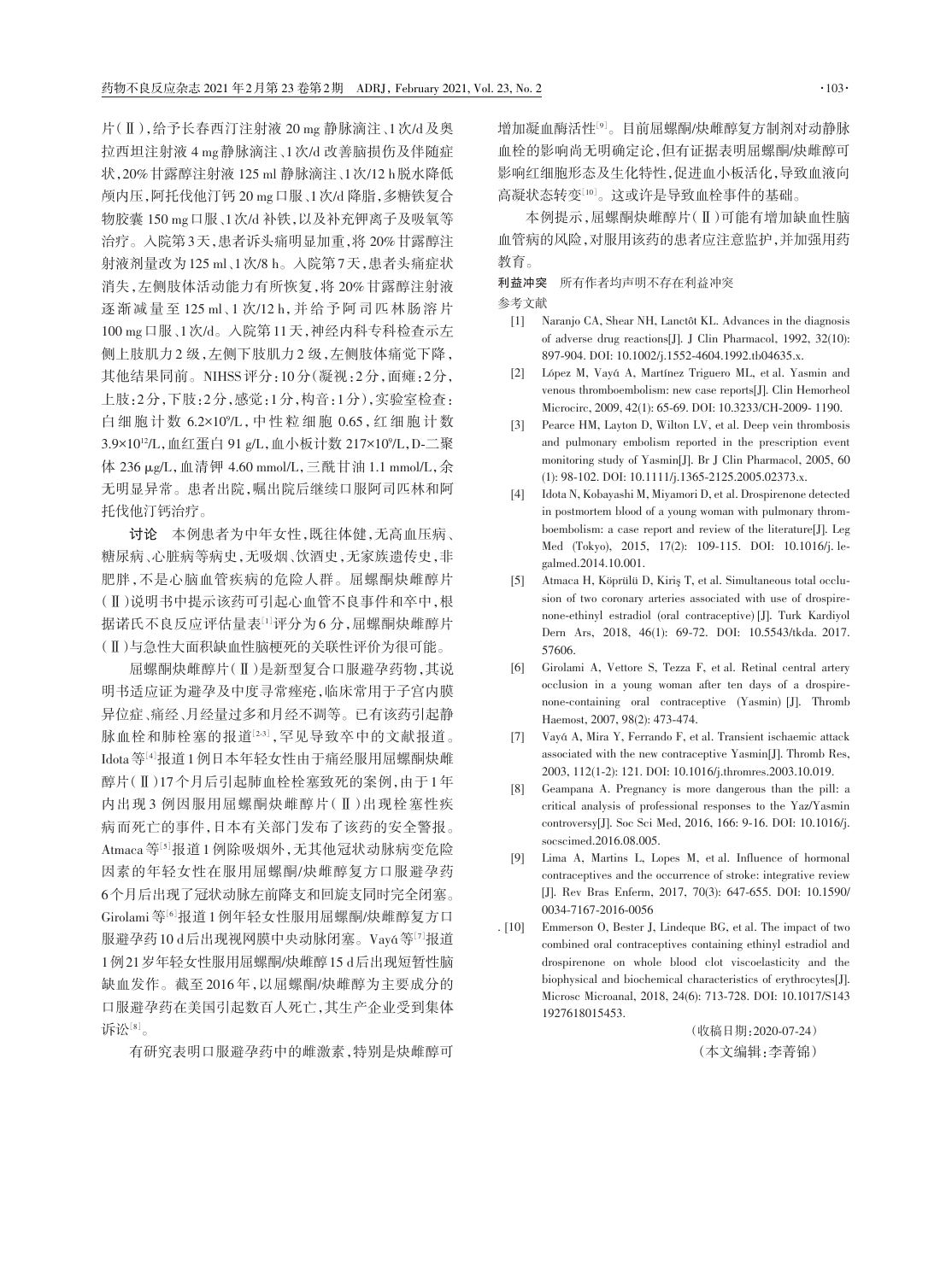片(Ⅱ),给予长春西汀注射液 20 mg 静脉滴注、1次/d 及奥拉西坦注射液 4 mg静脉滴注、1次/d 改善脑损伤及伴随症状,20%甘露醇注射液 125 ml 静脉滴注、1次/12 h脱水降低颅内压,阿托伐他汀钙 20 mg口服、1次/d 降脂,多糖铁复合物胶囊 150 mg口服、1次/d 补铁,以及补充钾离子及吸氧等治疗。入院第3天,患者诉头痛明显加重,将 20%甘露醇注射液剂量改为125 ml、1次/8 h。入院第7天,患者头痛症状消失,左侧肢体活动能力有所恢复,将 20%甘露醇注射液逐渐减量至 125 ml、1 次/12 h,并给予阿司匹林肠溶片100 mg口服、1次/d。入院第11天,神经内科专科检查示左侧上肢肌力2 级,左侧下肢肌力2 级,左侧肢体痛觉下降,其他结果同前。NIHSS 评分:10分(凝视:2分,面瘫:2分,上肢:2分,下肢:2分,感觉:1分,构音:1分),实验室检查:白细胞计数 $6.2×10^9$/L,中性粒细胞 0.65,红细胞计数 $3.9×10^{12}$/L,血红蛋白 91 g/L,血小板计数 $217×10^9$/L,D-二聚体 236 μg/L,血清钾 4.60 mmol/L,三酰甘油 1.1 mmol/L,余无明显异常。患者出院,嘱出院后继续口服阿司匹林和阿托伐他汀钙治疗。

**讨论** 本例患者为中年女性,既往体健,无高血压病、糖尿病、心脏病等病史,无吸烟、饮酒史,无家族遗传史,非肥胖,不是心脑血管疾病的危险人群。屈螺酮炔雌醇片(Ⅱ)说明书中提示该药可引起心血管不良事件和卒中,根据诺氏不良反应评估量表[1]评分为6 分,屈螺酮炔雌醇片(Ⅱ)与急性大面积缺血性脑梗死的关联性评价为很可能。

屈螺酮炔雌醇片(Ⅱ)是新型复合口服避孕药物,其说明书适应证为避孕及中度寻常痤疮,临床常用于子宫内膜异位症、痛经、月经量过多和月经不调等。已有该药引起静脉血栓和肺栓塞的报道[2-3],罕见导致卒中的文献报道。Idota 等[4]报道1 例日本年轻女性由于痛经服用屈螺酮炔雌醇片(Ⅱ)17个月后引起肺血栓栓塞致死的案例,由于1年内出现3 例因服用屈螺酮炔雌醇片(Ⅱ)出现栓塞性疾病而死亡的事件,日本有关部门发布了该药的安全警报。Atmaca 等[5]报道1例除吸烟外,无其他冠状动脉病变危险因素的年轻女性在服用屈螺酮/炔雌醇复方口服避孕药6个月后出现了冠状动脉左前降支和回旋支同时完全闭塞。Girolami 等[6]报道1例年轻女性服用屈螺酮/炔雌醇复方口服避孕药10 d后出现视网膜中央动脉闭塞。Vayá 等[7]报道1例21岁年轻女性服用屈螺酮/炔雌醇15 d后出现短暂性脑缺血发作。截至2016年,以屈螺酮/炔雌醇为主要成分的口服避孕药在美国引起数百人死亡,其生产企业受到集体诉讼[8]。

有研究表明口服避孕药中的雌激素,特别是炔雌醇可增加凝血酶活性[9]。目前屈螺酮/炔雌醇复方制剂对动静脉血栓的影响尚无明确定论,但有证据表明屈螺酮/炔雌醇可影响红细胞形态及生化特性,促进血小板活化,导致血液向高凝状态转变[10]。这或许是导致血栓事件的基础。

本例提示,屈螺酮炔雌醇片(Ⅱ)可能有增加缺血性脑血管病的风险,对服用该药的患者应注意监护,并加强用药教育。

**利益冲突** 所有作者均声明不存在利益冲突

参考文献

[1] Naranjo CA, Shear NH, Lanctôt KL. Advances in the diagnosis of adverse drug reactions[J]. J Clin Pharmacol, 1992, 32(10): 897-904. DOI: 10.1002/j.1552-4604.1992.tb04635.x.

[2] López M, Vayá A, Martínez Triguero ML, et al. Yasmin and venous thromboembolism: new case reports[J]. Clin Hemorheol Microcirc, 2009, 42(1): 65-69. DOI: 10.3233/CH-2009- 1190.

[3] Pearce HM, Layton D, Wilton LV, et al. Deep vein thrombosis and pulmonary embolism reported in the prescription event monitoring study of Yasmin[J]. Br J Clin Pharmacol, 2005, 60 (1): 98-102. DOI: 10.1111/j.1365-2125.2005.02373.x.

[4] Idota N, Kobayashi M, Miyamori D, et al. Drospirenone detected in postmortem blood of a young woman with pulmonary thromboembolism: a case report and review of the literature[J]. Leg Med (Tokyo), 2015, 17(2): 109-115. DOI: 10.1016/j.legalmed.2014.10.001.

[5] Atmaca H, Köprülü D, Kiriş T, et al. Simultaneous total occlusion of two coronary arteries associated with use of drospirenone-ethinyl estradiol (oral contraceptive)[J]. Turk Kardiyol Dern Ars, 2018, 46(1): 69-72. DOI: 10.5543/tkda. 2017. 57606.

[6] Girolami A, Vettore S, Tezza F, et al. Retinal central artery occlusion in a young woman after ten days of a drospirenone-containing oral contraceptive (Yasmin) [J]. Thromb Haemost, 2007, 98(2): 473-474.

[7] Vayá A, Mira Y, Ferrando F, et al. Transient ischaemic attack associated with the new contraceptive Yasmin[J]. Thromb Res, 2003, 112(1-2): 121. DOI: 10.1016/j.thromres.2003.10.019.

[8] Geampana A. Pregnancy is more dangerous than the pill: a critical analysis of professional responses to the Yaz/Yasmin controversy[J]. Soc Sci Med, 2016, 166: 9-16. DOI: 10.1016/j.socscimed.2016.08.005.

[9] Lima A, Martins L, Lopes M, et al. Influence of hormonal contraceptives and the occurrence of stroke: integrative review [J]. Rev Bras Enferm, 2017, 70(3): 647-655. DOI: 10.1590/0034-7167-2016-0056

[10] Emmerson O, Bester J, Lindeque BG, et al. The impact of two combined oral contraceptives containing ethinyl estradiol and drospirenone on whole blood clot viscoelasticity and the biophysical and biochemical characteristics of erythrocytes[J]. Microsc Microanal, 2018, 24(6): 713-728. DOI: 10.1017/S1431927618015453.

(收稿日期:2020-07-24)

(本文编辑:李菁锦)